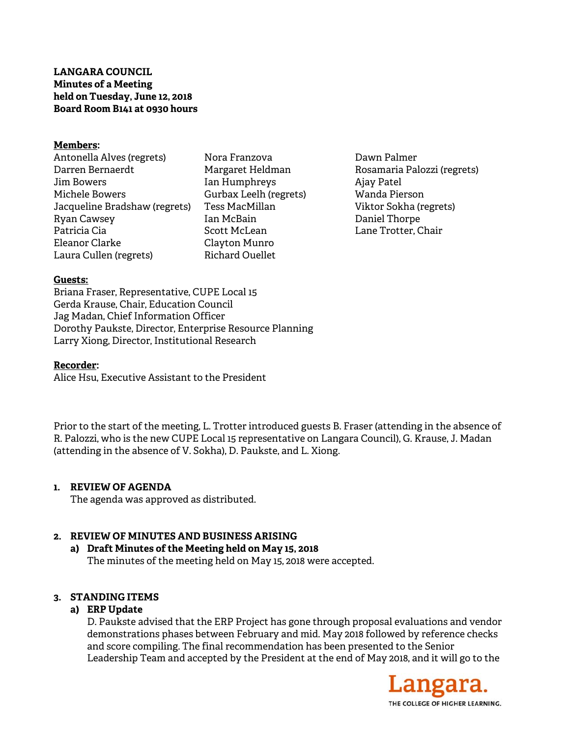**LANGARA COUNCIL**
**Minutes of a Meeting**
**held on Tuesday, June 12, 2018**
**Board Room B141 at 0930 hours**

**Members:**

Antonella Alves (regrets)
Darren Bernaerdt
Jim Bowers
Michele Bowers
Jacqueline Bradshaw (regrets)
Ryan Cawsey
Patricia Cia
Eleanor Clarke
Laura Cullen (regrets)
Nora Franzova
Margaret Heldman
Ian Humphreys
Gurbax Leelh (regrets)
Tess MacMillan
Ian McBain
Scott McLean
Clayton Munro
Richard Ouellet
Dawn Palmer
Rosamaria Palozzi (regrets)
Ajay Patel
Wanda Pierson
Viktor Sokha (regrets)
Daniel Thorpe
Lane Trotter, Chair

**Guests:**

Briana Fraser, Representative, CUPE Local 15
Gerda Krause, Chair, Education Council
Jag Madan, Chief Information Officer
Dorothy Paukste, Director, Enterprise Resource Planning
Larry Xiong, Director, Institutional Research

**Recorder:**

Alice Hsu, Executive Assistant to the President

Prior to the start of the meeting, L. Trotter introduced guests B. Fraser (attending in the absence of R. Palozzi, who is the new CUPE Local 15 representative on Langara Council), G. Krause, J. Madan (attending in the absence of V. Sokha), D. Paukste, and L. Xiong.

## 1. REVIEW OF AGENDA

The agenda was approved as distributed.

## 2. REVIEW OF MINUTES AND BUSINESS ARISING

### a) Draft Minutes of the Meeting held on May 15, 2018

The minutes of the meeting held on May 15, 2018 were accepted.

## 3. STANDING ITEMS

### a) ERP Update

D. Paukste advised that the ERP Project has gone through proposal evaluations and vendor demonstrations phases between February and mid. May 2018 followed by reference checks and score compiling. The final recommendation has been presented to the Senior Leadership Team and accepted by the President at the end of May 2018, and it will go to the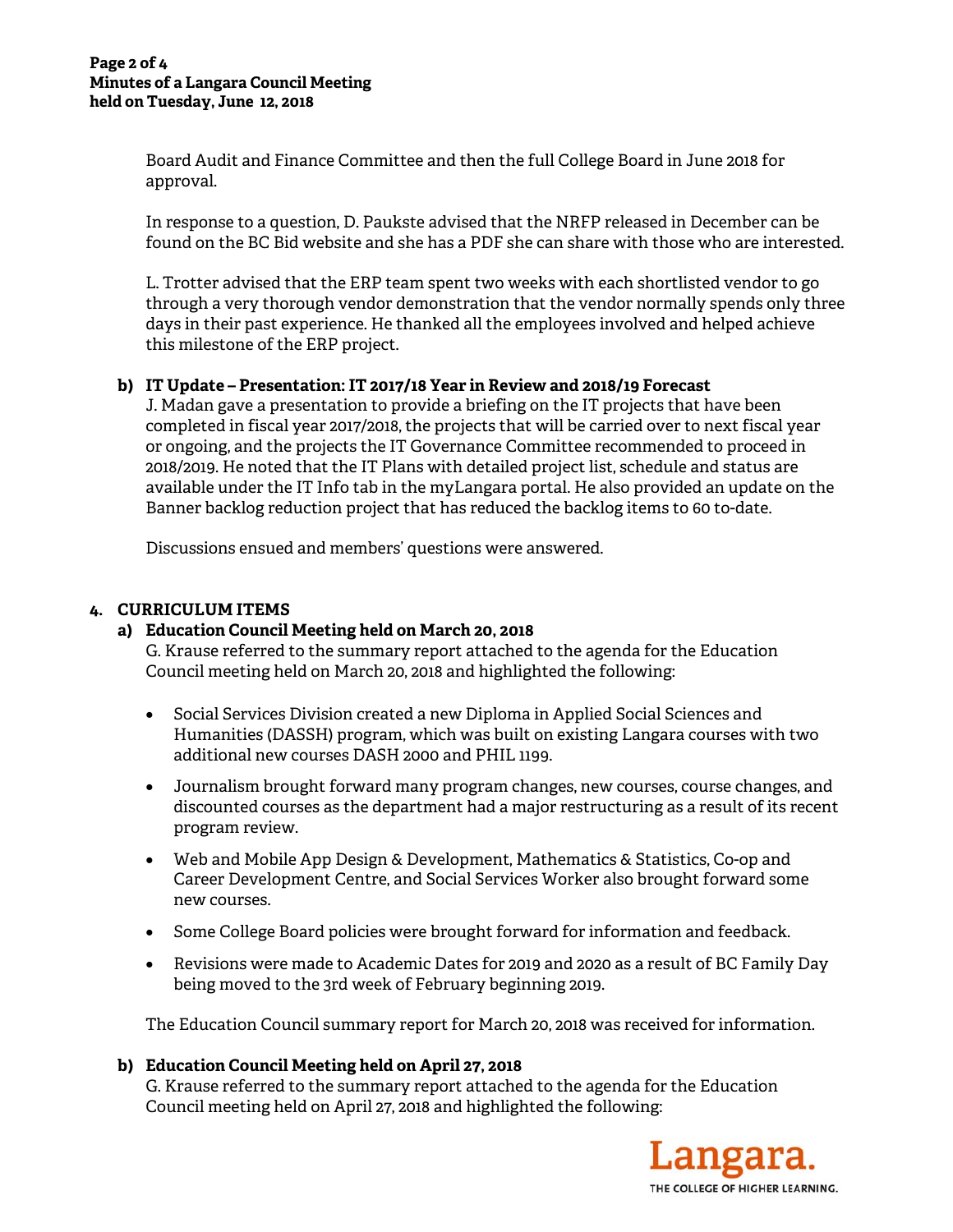Board Audit and Finance Committee and then the full College Board in June 2018 for approval.

In response to a question, D. Paukste advised that the NRFP released in December can be found on the BC Bid website and she has a PDF she can share with those who are interested.

L. Trotter advised that the ERP team spent two weeks with each shortlisted vendor to go through a very thorough vendor demonstration that the vendor normally spends only three days in their past experience. He thanked all the employees involved and helped achieve this milestone of the ERP project.

**b) IT Update – Presentation: IT 2017/18 Year in Review and 2018/19 Forecast**

J. Madan gave a presentation to provide a briefing on the IT projects that have been completed in fiscal year 2017/2018, the projects that will be carried over to next fiscal year or ongoing, and the projects the IT Governance Committee recommended to proceed in 2018/2019. He noted that the IT Plans with detailed project list, schedule and status are available under the IT Info tab in the myLangara portal. He also provided an update on the Banner backlog reduction project that has reduced the backlog items to 60 to-date.

Discussions ensued and members' questions were answered.

## 4. CURRICULUM ITEMS

**a) Education Council Meeting held on March 20, 2018**

G. Krause referred to the summary report attached to the agenda for the Education Council meeting held on March 20, 2018 and highlighted the following:

- Social Services Division created a new Diploma in Applied Social Sciences and Humanities (DASSH) program, which was built on existing Langara courses with two additional new courses DASH 2000 and PHIL 1199.
- Journalism brought forward many program changes, new courses, course changes, and discounted courses as the department had a major restructuring as a result of its recent program review.
- Web and Mobile App Design & Development, Mathematics & Statistics, Co-op and Career Development Centre, and Social Services Worker also brought forward some new courses.
- Some College Board policies were brought forward for information and feedback.
- Revisions were made to Academic Dates for 2019 and 2020 as a result of BC Family Day being moved to the 3rd week of February beginning 2019.

The Education Council summary report for March 20, 2018 was received for information.

**b) Education Council Meeting held on April 27, 2018**

G. Krause referred to the summary report attached to the agenda for the Education Council meeting held on April 27, 2018 and highlighted the following: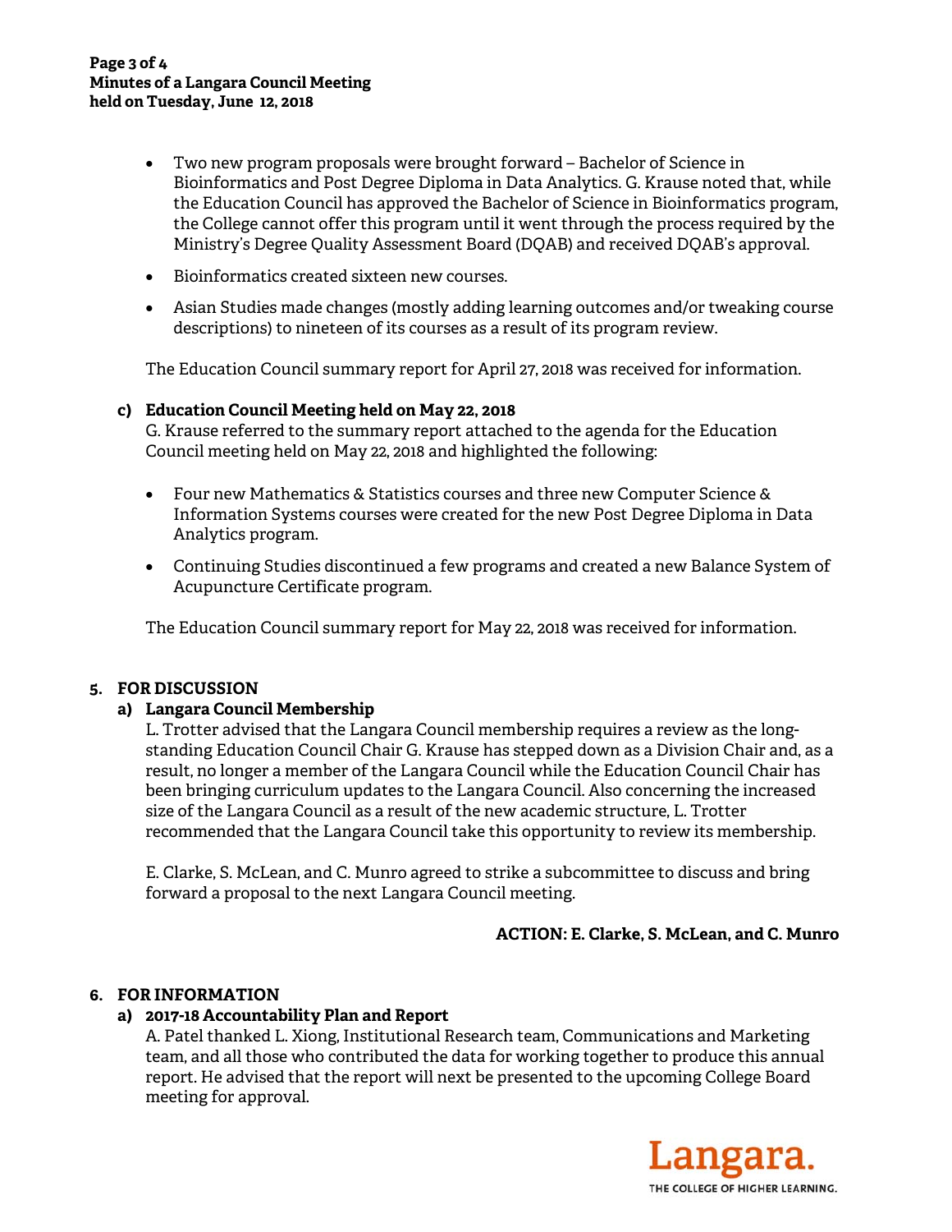- Two new program proposals were brought forward – Bachelor of Science in Bioinformatics and Post Degree Diploma in Data Analytics. G. Krause noted that, while the Education Council has approved the Bachelor of Science in Bioinformatics program, the College cannot offer this program until it went through the process required by the Ministry's Degree Quality Assessment Board (DQAB) and received DQAB's approval.
- Bioinformatics created sixteen new courses.
- Asian Studies made changes (mostly adding learning outcomes and/or tweaking course descriptions) to nineteen of its courses as a result of its program review.

The Education Council summary report for April 27, 2018 was received for information.

**c) Education Council Meeting held on May 22, 2018**

G. Krause referred to the summary report attached to the agenda for the Education Council meeting held on May 22, 2018 and highlighted the following:

- Four new Mathematics & Statistics courses and three new Computer Science & Information Systems courses were created for the new Post Degree Diploma in Data Analytics program.
- Continuing Studies discontinued a few programs and created a new Balance System of Acupuncture Certificate program.

The Education Council summary report for May 22, 2018 was received for information.

## 5. FOR DISCUSSION

**a) Langara Council Membership**

L. Trotter advised that the Langara Council membership requires a review as the long-standing Education Council Chair G. Krause has stepped down as a Division Chair and, as a result, no longer a member of the Langara Council while the Education Council Chair has been bringing curriculum updates to the Langara Council. Also concerning the increased size of the Langara Council as a result of the new academic structure, L. Trotter recommended that the Langara Council take this opportunity to review its membership.

E. Clarke, S. McLean, and C. Munro agreed to strike a subcommittee to discuss and bring forward a proposal to the next Langara Council meeting.

**ACTION: E. Clarke, S. McLean, and C. Munro**

## 6. FOR INFORMATION

**a) 2017-18 Accountability Plan and Report**

A. Patel thanked L. Xiong, Institutional Research team, Communications and Marketing team, and all those who contributed the data for working together to produce this annual report. He advised that the report will next be presented to the upcoming College Board meeting for approval.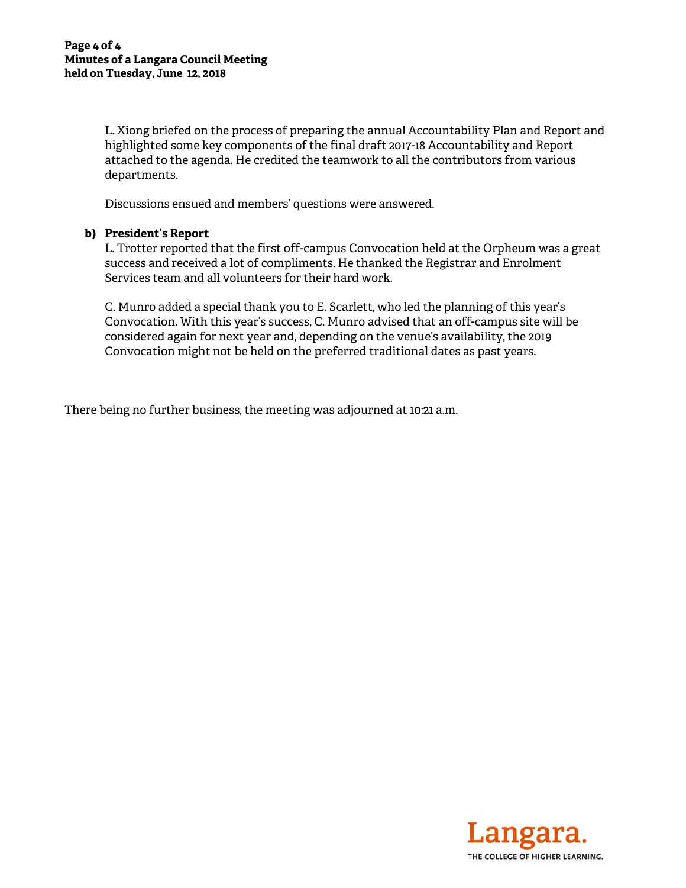L. Xiong briefed on the process of preparing the annual Accountability Plan and Report and highlighted some key components of the final draft 2017-18 Accountability and Report attached to the agenda. He credited the teamwork to all the contributors from various departments.

Discussions ensued and members' questions were answered.

**b) President's Report**

L. Trotter reported that the first off-campus Convocation held at the Orpheum was a great success and received a lot of compliments. He thanked the Registrar and Enrolment Services team and all volunteers for their hard work.

C. Munro added a special thank you to E. Scarlett, who led the planning of this year's Convocation. With this year's success, C. Munro advised that an off-campus site will be considered again for next year and, depending on the venue's availability, the 2019 Convocation might not be held on the preferred traditional dates as past years.

There being no further business, the meeting was adjourned at 10:21 a.m.